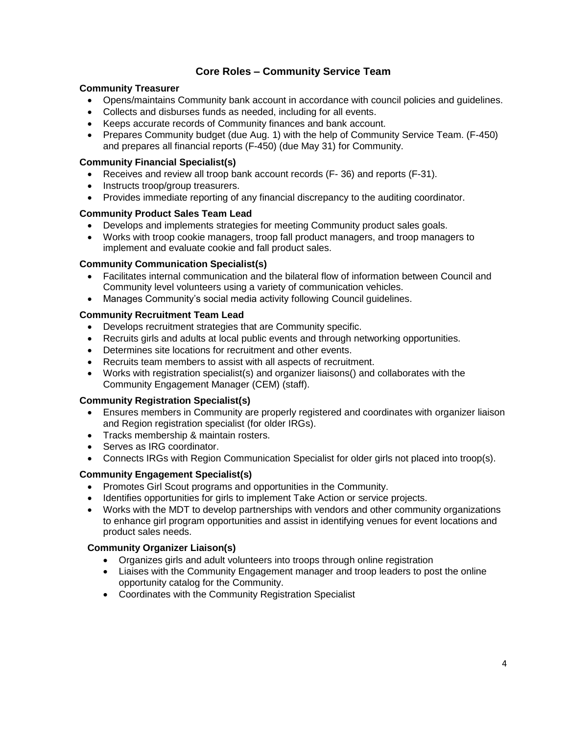## Core Roles – Community Service Team

**Community Treasurer**

- Opens/maintains Community bank account in accordance with council policies and guidelines.
- Collects and disburses funds as needed, including for all events.
- Keeps accurate records of Community finances and bank account.
- Prepares Community budget (due Aug. 1) with the help of Community Service Team. (F-450) and prepares all financial reports (F-450) (due May 31) for Community.

**Community Financial Specialist(s)**

- Receives and review all troop bank account records (F- 36) and reports (F-31).
- Instructs troop/group treasurers.
- Provides immediate reporting of any financial discrepancy to the auditing coordinator.

**Community Product Sales Team Lead**

- Develops and implements strategies for meeting Community product sales goals.
- Works with troop cookie managers, troop fall product managers, and troop managers to implement and evaluate cookie and fall product sales.

**Community Communication Specialist(s)**

- Facilitates internal communication and the bilateral flow of information between Council and Community level volunteers using a variety of communication vehicles.
- Manages Community's social media activity following Council guidelines.

**Community Recruitment Team Lead**

- Develops recruitment strategies that are Community specific.
- Recruits girls and adults at local public events and through networking opportunities.
- Determines site locations for recruitment and other events.
- Recruits team members to assist with all aspects of recruitment.
- Works with registration specialist(s) and organizer liaisons() and collaborates with the Community Engagement Manager (CEM) (staff).

**Community Registration Specialist(s)**

- Ensures members in Community are properly registered and coordinates with organizer liaison and Region registration specialist (for older IRGs).
- Tracks membership & maintain rosters.
- Serves as IRG coordinator.
- Connects IRGs with Region Communication Specialist for older girls not placed into troop(s).

**Community Engagement Specialist(s)**

- Promotes Girl Scout programs and opportunities in the Community.
- Identifies opportunities for girls to implement Take Action or service projects.
- Works with the MDT to develop partnerships with vendors and other community organizations to enhance girl program opportunities and assist in identifying venues for event locations and product sales needs.

**Community Organizer Liaison(s)**

- Organizes girls and adult volunteers into troops through online registration
- Liaises with the Community Engagement manager and troop leaders to post the online opportunity catalog for the Community.
- Coordinates with the Community Registration Specialist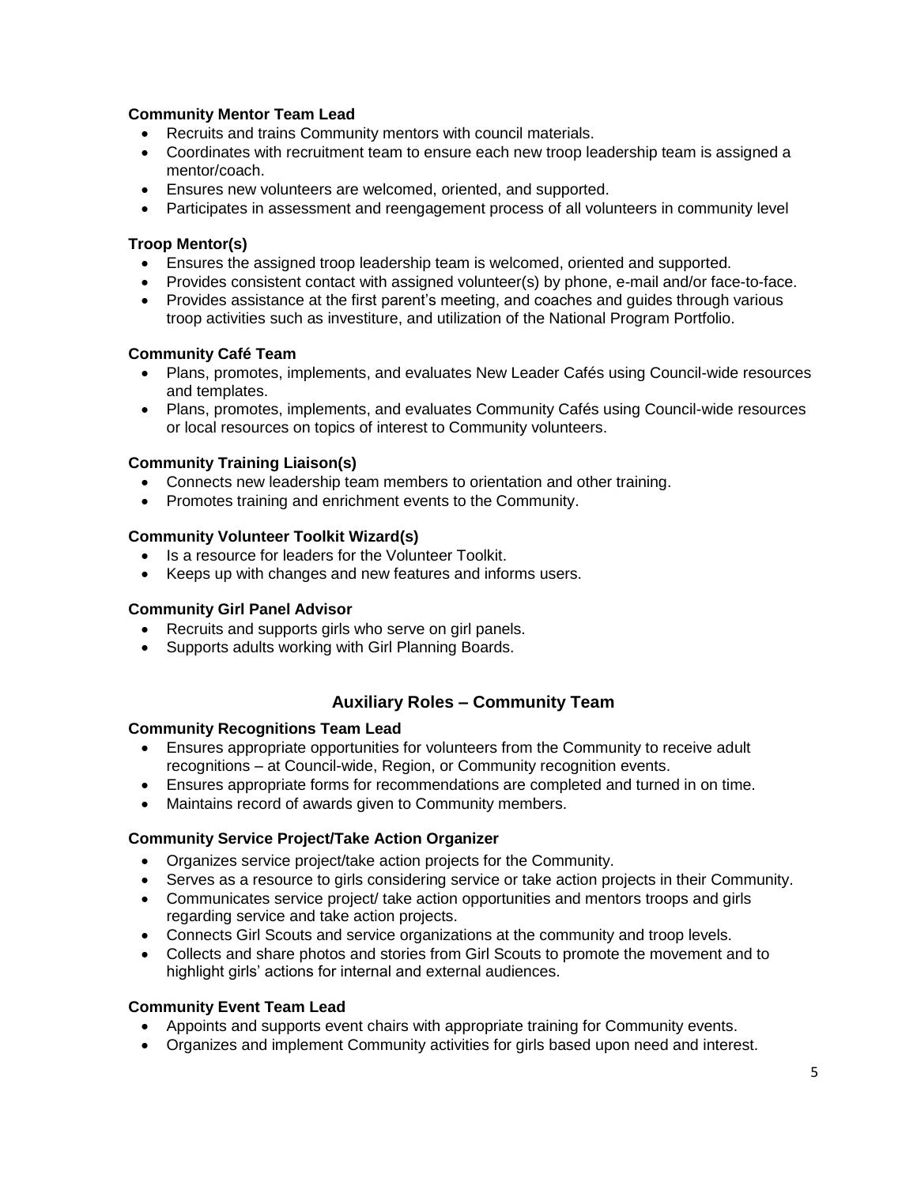**Community Mentor Team Lead**

- Recruits and trains Community mentors with council materials.
- Coordinates with recruitment team to ensure each new troop leadership team is assigned a mentor/coach.
- Ensures new volunteers are welcomed, oriented, and supported.
- Participates in assessment and reengagement process of all volunteers in community level

**Troop Mentor(s)**

- Ensures the assigned troop leadership team is welcomed, oriented and supported.
- Provides consistent contact with assigned volunteer(s) by phone, e-mail and/or face-to-face.
- Provides assistance at the first parent's meeting, and coaches and guides through various troop activities such as investiture, and utilization of the National Program Portfolio.

**Community Café Team**

- Plans, promotes, implements, and evaluates New Leader Cafés using Council-wide resources and templates.
- Plans, promotes, implements, and evaluates Community Cafés using Council-wide resources or local resources on topics of interest to Community volunteers.

**Community Training Liaison(s)**

- Connects new leadership team members to orientation and other training.
- Promotes training and enrichment events to the Community.

**Community Volunteer Toolkit Wizard(s)**

- Is a resource for leaders for the Volunteer Toolkit.
- Keeps up with changes and new features and informs users.

**Community Girl Panel Advisor**

- Recruits and supports girls who serve on girl panels.
- Supports adults working with Girl Planning Boards.

## Auxiliary Roles – Community Team

**Community Recognitions Team Lead**

- Ensures appropriate opportunities for volunteers from the Community to receive adult recognitions – at Council-wide, Region, or Community recognition events.
- Ensures appropriate forms for recommendations are completed and turned in on time.
- Maintains record of awards given to Community members.

**Community Service Project/Take Action Organizer**

- Organizes service project/take action projects for the Community.
- Serves as a resource to girls considering service or take action projects in their Community.
- Communicates service project/ take action opportunities and mentors troops and girls regarding service and take action projects.
- Connects Girl Scouts and service organizations at the community and troop levels.
- Collects and share photos and stories from Girl Scouts to promote the movement and to highlight girls' actions for internal and external audiences.

**Community Event Team Lead**

- Appoints and supports event chairs with appropriate training for Community events.
- Organizes and implement Community activities for girls based upon need and interest.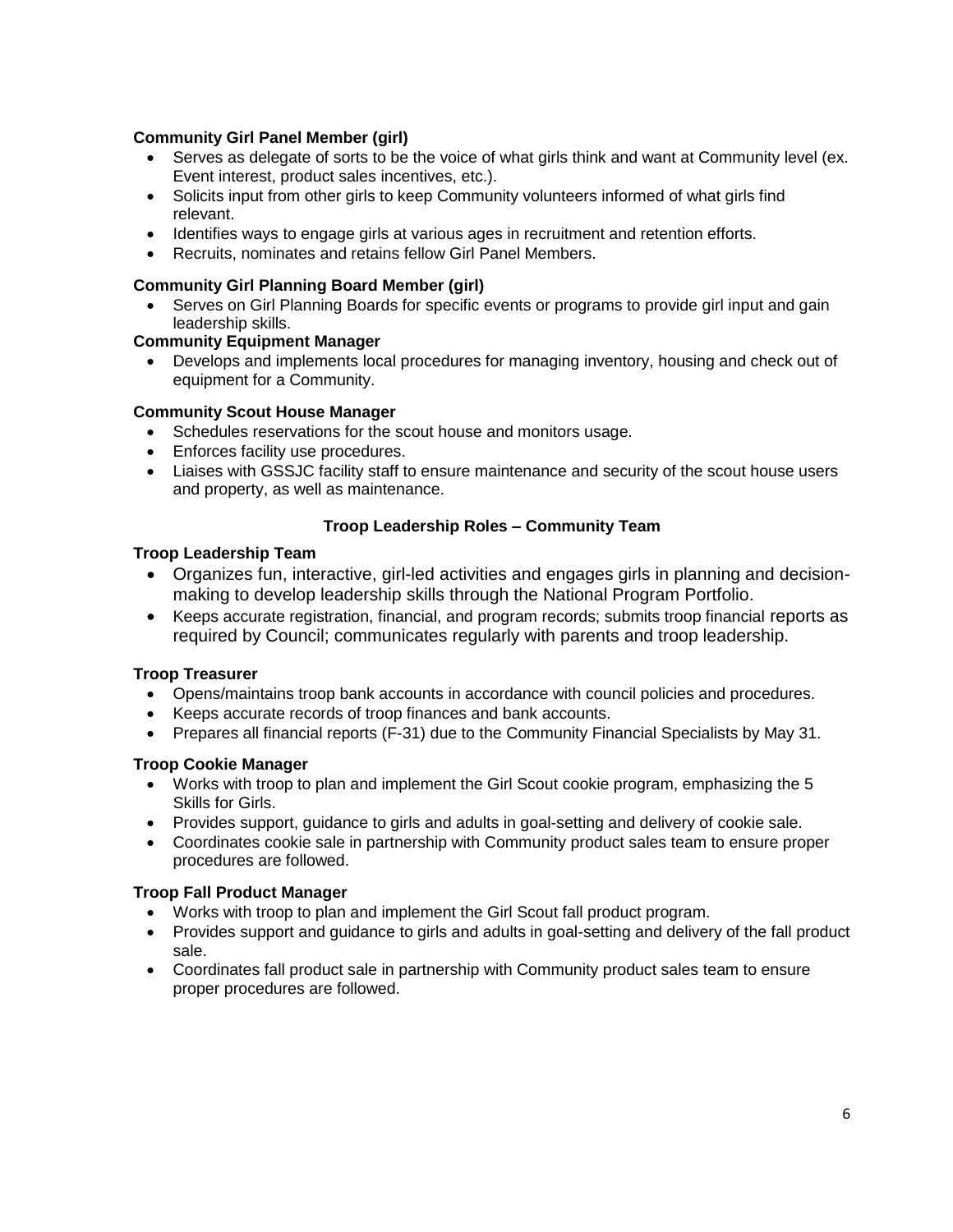**Community Girl Panel Member (girl)**

- Serves as delegate of sorts to be the voice of what girls think and want at Community level (ex. Event interest, product sales incentives, etc.).
- Solicits input from other girls to keep Community volunteers informed of what girls find relevant.
- Identifies ways to engage girls at various ages in recruitment and retention efforts.
- Recruits, nominates and retains fellow Girl Panel Members.

**Community Girl Planning Board Member (girl)**

- Serves on Girl Planning Boards for specific events or programs to provide girl input and gain leadership skills.

**Community Equipment Manager**

- Develops and implements local procedures for managing inventory, housing and check out of equipment for a Community.

**Community Scout House Manager**

- Schedules reservations for the scout house and monitors usage.
- Enforces facility use procedures.
- Liaises with GSSJC facility staff to ensure maintenance and security of the scout house users and property, as well as maintenance.

## Troop Leadership Roles – Community Team

**Troop Leadership Team**

- Organizes fun, interactive, girl-led activities and engages girls in planning and decision-making to develop leadership skills through the National Program Portfolio.
- Keeps accurate registration, financial, and program records; submits troop financial reports as required by Council; communicates regularly with parents and troop leadership.

**Troop Treasurer**

- Opens/maintains troop bank accounts in accordance with council policies and procedures.
- Keeps accurate records of troop finances and bank accounts.
- Prepares all financial reports (F-31) due to the Community Financial Specialists by May 31.

**Troop Cookie Manager**

- Works with troop to plan and implement the Girl Scout cookie program, emphasizing the 5 Skills for Girls.
- Provides support, guidance to girls and adults in goal-setting and delivery of cookie sale.
- Coordinates cookie sale in partnership with Community product sales team to ensure proper procedures are followed.

**Troop Fall Product Manager**

- Works with troop to plan and implement the Girl Scout fall product program.
- Provides support and guidance to girls and adults in goal-setting and delivery of the fall product sale.
- Coordinates fall product sale in partnership with Community product sales team to ensure proper procedures are followed.